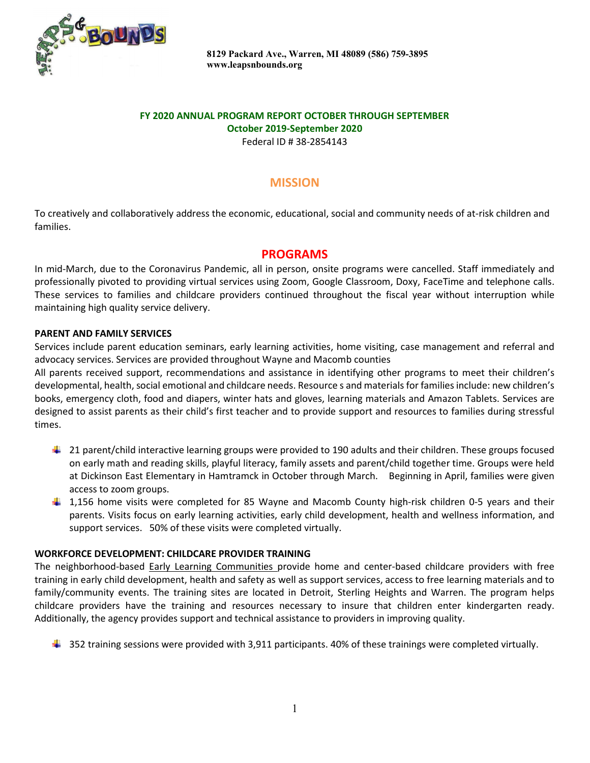8129 Packard Ave., Warren, MI 48089 (586) 759-3895
www.leapsnbounds.org

**FY 2020 ANNUAL PROGRAM REPORT OCTOBER THROUGH SEPTEMBER**
**October 2019-September 2020**
Federal ID # 38-2854143

## MISSION

To creatively and collaboratively address the economic, educational, social and community needs of at-risk children and families.

## PROGRAMS

In mid-March, due to the Coronavirus Pandemic, all in person, onsite programs were cancelled. Staff immediately and professionally pivoted to providing virtual services using Zoom, Google Classroom, Doxy, FaceTime and telephone calls. These services to families and childcare providers continued throughout the fiscal year without interruption while maintaining high quality service delivery.

### PARENT AND FAMILY SERVICES

Services include parent education seminars, early learning activities, home visiting, case management and referral and advocacy services. Services are provided throughout Wayne and Macomb counties

All parents received support, recommendations and assistance in identifying other programs to meet their children's developmental, health, social emotional and childcare needs. Resource s and materials for families include: new children's books, emergency cloth, food and diapers, winter hats and gloves, learning materials and Amazon Tablets. Services are designed to assist parents as their child's first teacher and to provide support and resources to families during stressful times.

- 21 parent/child interactive learning groups were provided to 190 adults and their children. These groups focused on early math and reading skills, playful literacy, family assets and parent/child together time. Groups were held at Dickinson East Elementary in Hamtramck in October through March. Beginning in April, families were given access to zoom groups.
- 1,156 home visits were completed for 85 Wayne and Macomb County high-risk children 0-5 years and their parents. Visits focus on early learning activities, early child development, health and wellness information, and support services. 50% of these visits were completed virtually.

### WORKFORCE DEVELOPMENT: CHILDCARE PROVIDER TRAINING

The neighborhood-based Early Learning Communities provide home and center-based childcare providers with free training in early child development, health and safety as well as support services, access to free learning materials and to family/community events. The training sites are located in Detroit, Sterling Heights and Warren. The program helps childcare providers have the training and resources necessary to insure that children enter kindergarten ready. Additionally, the agency provides support and technical assistance to providers in improving quality.

- 352 training sessions were provided with 3,911 participants. 40% of these trainings were completed virtually.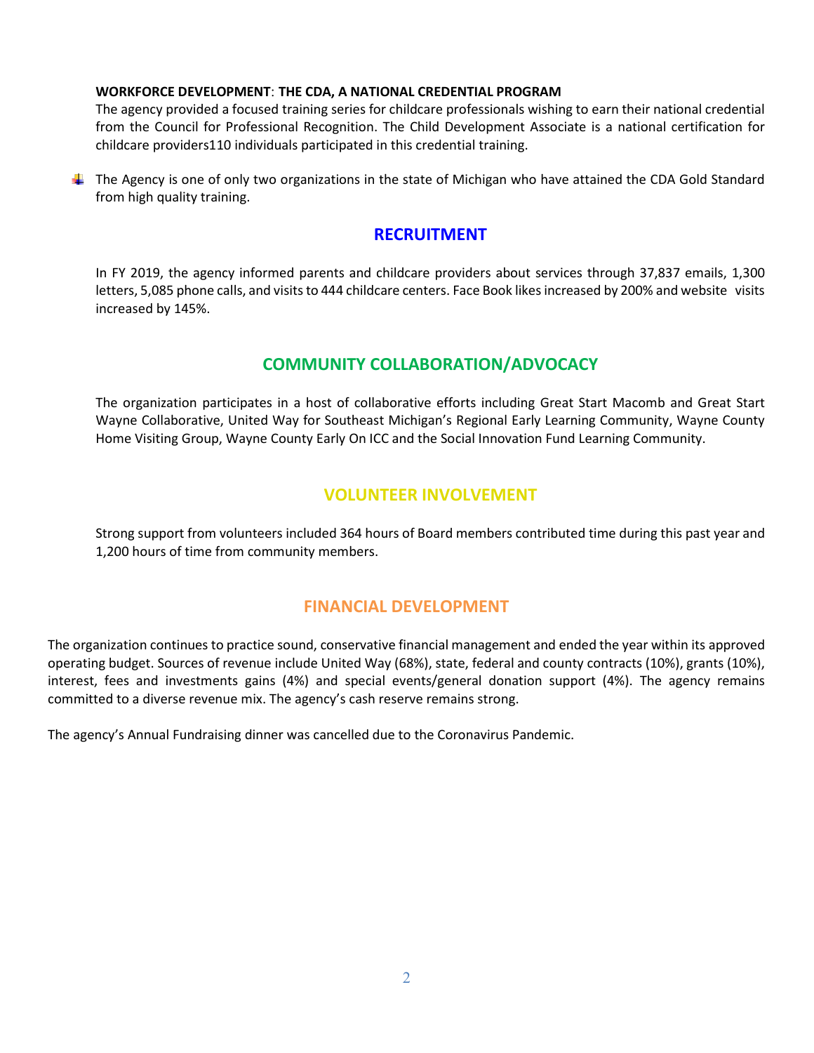**WORKFORCE DEVELOPMENT**: **THE CDA, A NATIONAL CREDENTIAL PROGRAM**

The agency provided a focused training series for childcare professionals wishing to earn their national credential from the Council for Professional Recognition. The Child Development Associate is a national certification for childcare providers110 individuals participated in this credential training.

- The Agency is one of only two organizations in the state of Michigan who have attained the CDA Gold Standard from high quality training.

## RECRUITMENT

In FY 2019, the agency informed parents and childcare providers about services through 37,837 emails, 1,300 letters, 5,085 phone calls, and visits to 444 childcare centers. Face Book likes increased by 200% and website visits increased by 145%.

## COMMUNITY COLLABORATION/ADVOCACY

The organization participates in a host of collaborative efforts including Great Start Macomb and Great Start Wayne Collaborative, United Way for Southeast Michigan's Regional Early Learning Community, Wayne County Home Visiting Group, Wayne County Early On ICC and the Social Innovation Fund Learning Community.

## VOLUNTEER INVOLVEMENT

Strong support from volunteers included 364 hours of Board members contributed time during this past year and 1,200 hours of time from community members.

## FINANCIAL DEVELOPMENT

The organization continues to practice sound, conservative financial management and ended the year within its approved operating budget. Sources of revenue include United Way (68%), state, federal and county contracts (10%), grants (10%), interest, fees and investments gains (4%) and special events/general donation support (4%). The agency remains committed to a diverse revenue mix. The agency's cash reserve remains strong.

The agency's Annual Fundraising dinner was cancelled due to the Coronavirus Pandemic.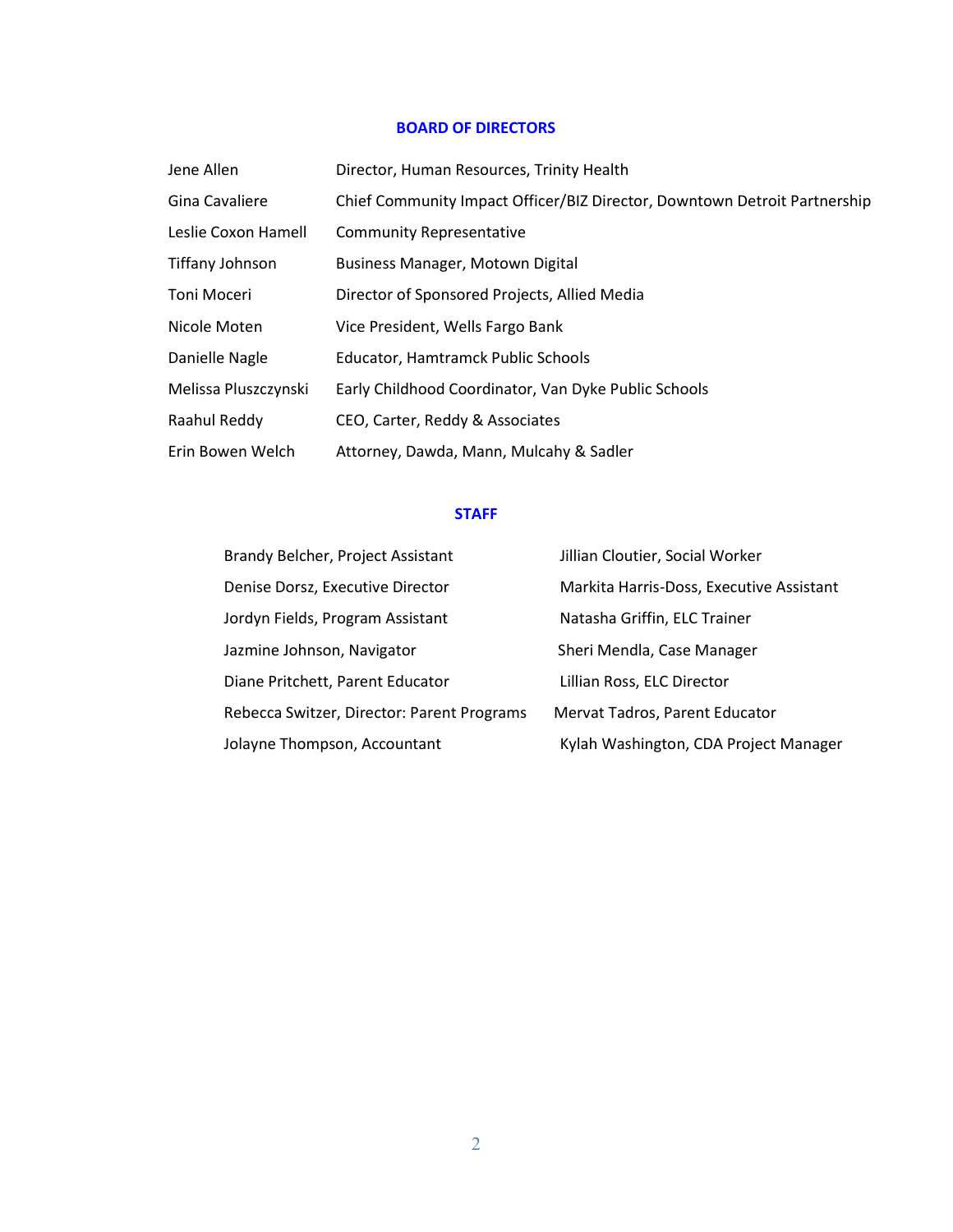## BOARD OF DIRECTORS

| | |
|---|---|
| Jene Allen | Director, Human Resources, Trinity Health |
| Gina Cavaliere | Chief Community Impact Officer/BIZ Director, Downtown Detroit Partnership |
| Leslie Coxon Hamell | Community Representative |
| Tiffany Johnson | Business Manager, Motown Digital |
| Toni Moceri | Director of Sponsored Projects, Allied Media |
| Nicole Moten | Vice President, Wells Fargo Bank |
| Danielle Nagle | Educator, Hamtramck Public Schools |
| Melissa Pluszczynski | Early Childhood Coordinator, Van Dyke Public Schools |
| Raahul Reddy | CEO, Carter, Reddy & Associates |
| Erin Bowen Welch | Attorney, Dawda, Mann, Mulcahy & Sadler |

## STAFF

| | |
|---|---|
| Brandy Belcher, Project Assistant | Jillian Cloutier, Social Worker |
| Denise Dorsz, Executive Director | Markita Harris-Doss, Executive Assistant |
| Jordyn Fields, Program Assistant | Natasha Griffin, ELC Trainer |
| Jazmine Johnson, Navigator | Sheri Mendla, Case Manager |
| Diane Pritchett, Parent Educator | Lillian Ross, ELC Director |
| Rebecca Switzer, Director: Parent Programs | Mervat Tadros, Parent Educator |
| Jolayne Thompson, Accountant | Kylah Washington, CDA Project Manager |